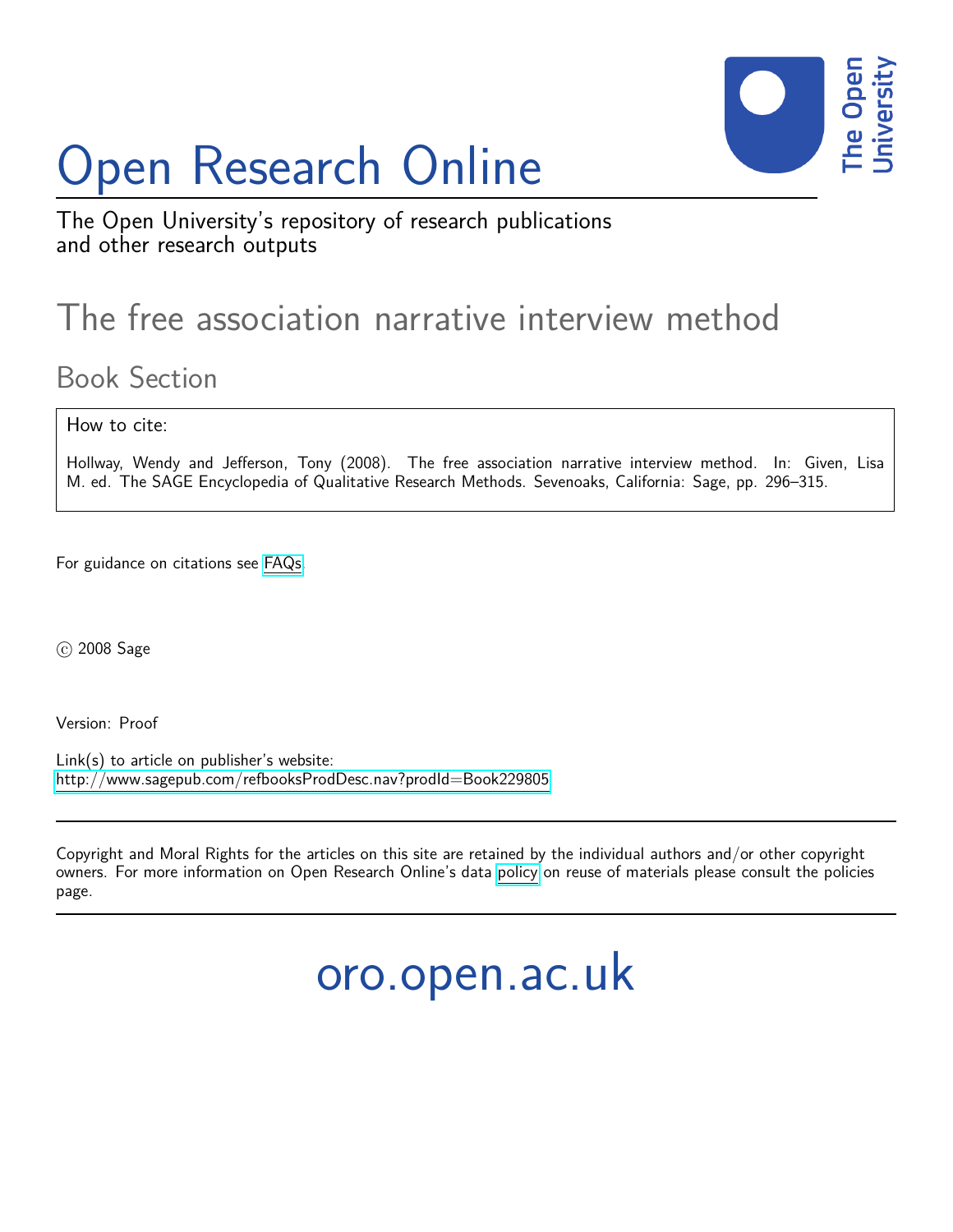# Open Research Online

The Open University's repository of research publications and other research outputs

## The free association narrative interview method

### Book Section

How to cite:

Hollway, Wendy and Jefferson, Tony (2008). The free association narrative interview method. In: Given, Lisa M. ed. The SAGE Encyclopedia of Qualitative Research Methods. Sevenoaks, California: Sage, pp. 296–315.

For guidance on citations see FAQs.

© 2008 Sage

Version: Proof

Link(s) to article on publisher's website:
http://www.sagepub.com/refbooksProdDesc.nav?prodId=Book229805

Copyright and Moral Rights for the articles on this site are retained by the individual authors and/or other copyright owners. For more information on Open Research Online's data policy on reuse of materials please consult the policies page.

oro.open.ac.uk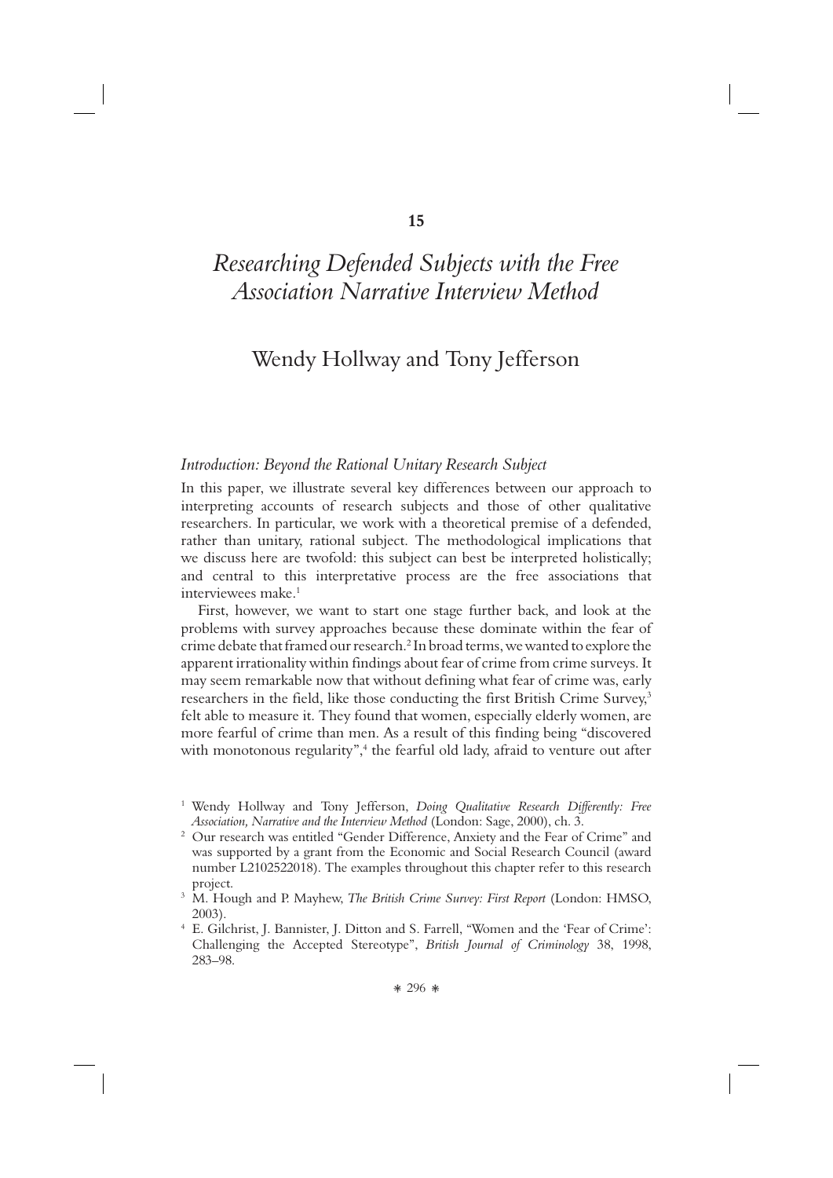15

# *Researching Defended Subjects with the Free Association Narrative Interview Method*

## Wendy Hollway and Tony Jefferson

### *Introduction: Beyond the Rational Unitary Research Subject*

In this paper, we illustrate several key differences between our approach to interpreting accounts of research subjects and those of other qualitative researchers. In particular, we work with a theoretical premise of a defended, rather than unitary, rational subject. The methodological implications that we discuss here are twofold: this subject can best be interpreted holistically; and central to this interpretative process are the free associations that interviewees make.[1]

First, however, we want to start one stage further back, and look at the problems with survey approaches because these dominate within the fear of crime debate that framed our research.[2] In broad terms, we wanted to explore the apparent irrationality within findings about fear of crime from crime surveys. It may seem remarkable now that without defining what fear of crime was, early researchers in the field, like those conducting the first British Crime Survey,[3] felt able to measure it. They found that women, especially elderly women, are more fearful of crime than men. As a result of this finding being "discovered with monotonous regularity",[4] the fearful old lady, afraid to venture out after

---

[1] Wendy Hollway and Tony Jefferson, *Doing Qualitative Research Differently: Free Association, Narrative and the Interview Method* (London: Sage, 2000), ch. 3.

[2] Our research was entitled "Gender Difference, Anxiety and the Fear of Crime" and was supported by a grant from the Economic and Social Research Council (award number L2102522018). The examples throughout this chapter refer to this research project.

[3] M. Hough and P. Mayhew, *The British Crime Survey: First Report* (London: HMSO, 2003).

[4] E. Gilchrist, J. Bannister, J. Ditton and S. Farrell, "Women and the 'Fear of Crime': Challenging the Accepted Stereotype", *British Journal of Criminology* 38, 1998, 283–98.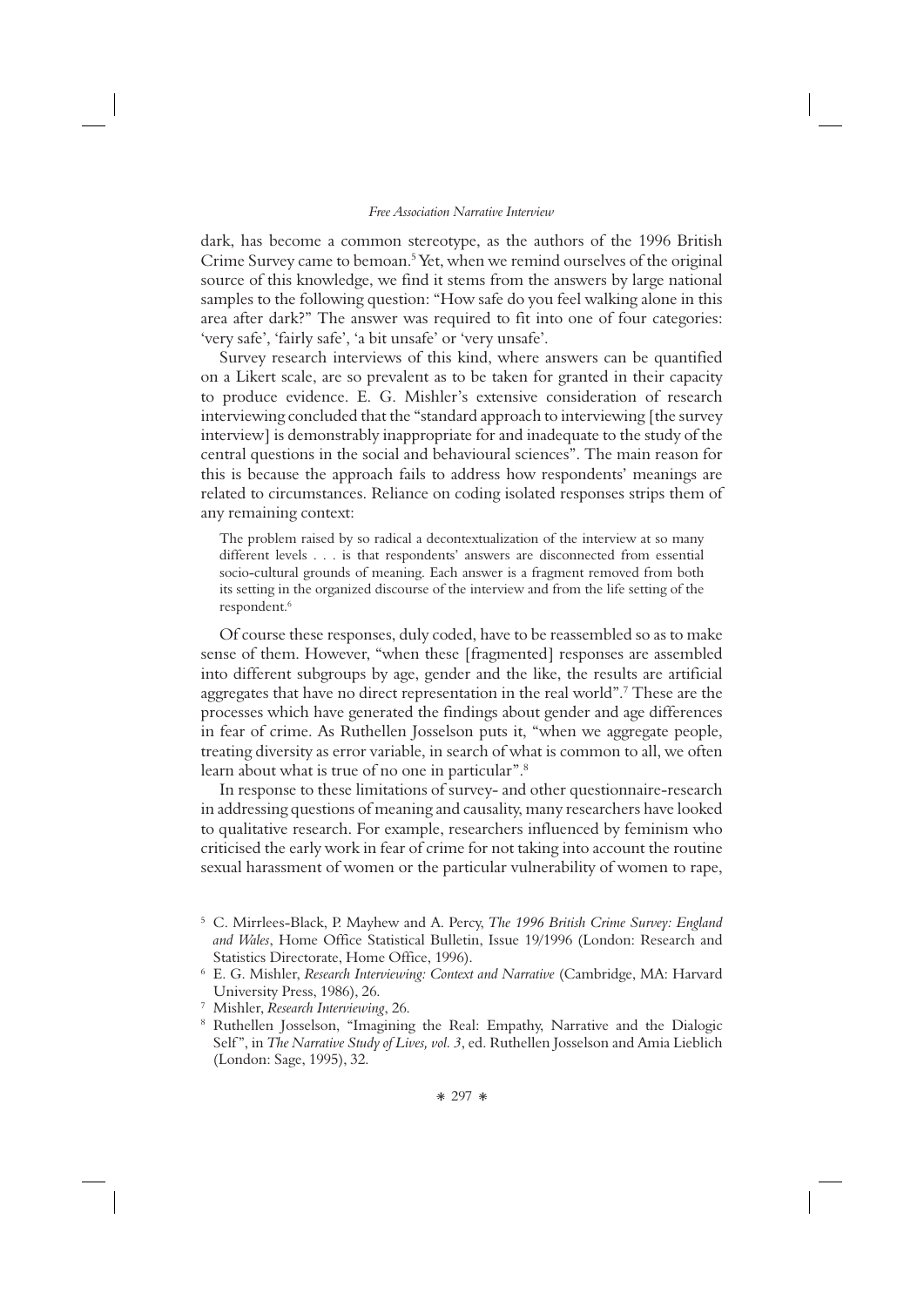dark, has become a common stereotype, as the authors of the 1996 British Crime Survey came to bemoan.[5] Yet, when we remind ourselves of the original source of this knowledge, we find it stems from the answers by large national samples to the following question: "How safe do you feel walking alone in this area after dark?" The answer was required to fit into one of four categories: 'very safe', 'fairly safe', 'a bit unsafe' or 'very unsafe'.

Survey research interviews of this kind, where answers can be quantified on a Likert scale, are so prevalent as to be taken for granted in their capacity to produce evidence. E. G. Mishler's extensive consideration of research interviewing concluded that the "standard approach to interviewing [the survey interview] is demonstrably inappropriate for and inadequate to the study of the central questions in the social and behavioural sciences". The main reason for this is because the approach fails to address how respondents' meanings are related to circumstances. Reliance on coding isolated responses strips them of any remaining context:

> The problem raised by so radical a decontextualization of the interview at so many different levels . . . is that respondents' answers are disconnected from essential socio-cultural grounds of meaning. Each answer is a fragment removed from both its setting in the organized discourse of the interview and from the life setting of the respondent.[6]

Of course these responses, duly coded, have to be reassembled so as to make sense of them. However, "when these [fragmented] responses are assembled into different subgroups by age, gender and the like, the results are artificial aggregates that have no direct representation in the real world".[7] These are the processes which have generated the findings about gender and age differences in fear of crime. As Ruthellen Josselson puts it, "when we aggregate people, treating diversity as error variable, in search of what is common to all, we often learn about what is true of no one in particular".[8]

In response to these limitations of survey- and other questionnaire-research in addressing questions of meaning and causality, many researchers have looked to qualitative research. For example, researchers influenced by feminism who criticised the early work in fear of crime for not taking into account the routine sexual harassment of women or the particular vulnerability of women to rape,

---

[5] C. Mirrlees-Black, P. Mayhew and A. Percy, *The 1996 British Crime Survey: England and Wales*, Home Office Statistical Bulletin, Issue 19/1996 (London: Research and Statistics Directorate, Home Office, 1996).

[6] E. G. Mishler, *Research Interviewing: Context and Narrative* (Cambridge, MA: Harvard University Press, 1986), 26.

[7] Mishler, *Research Interviewing*, 26.

[8] Ruthellen Josselson, "Imagining the Real: Empathy, Narrative and the Dialogic Self", in *The Narrative Study of Lives, vol. 3*, ed. Ruthellen Josselson and Amia Lieblich (London: Sage, 1995), 32.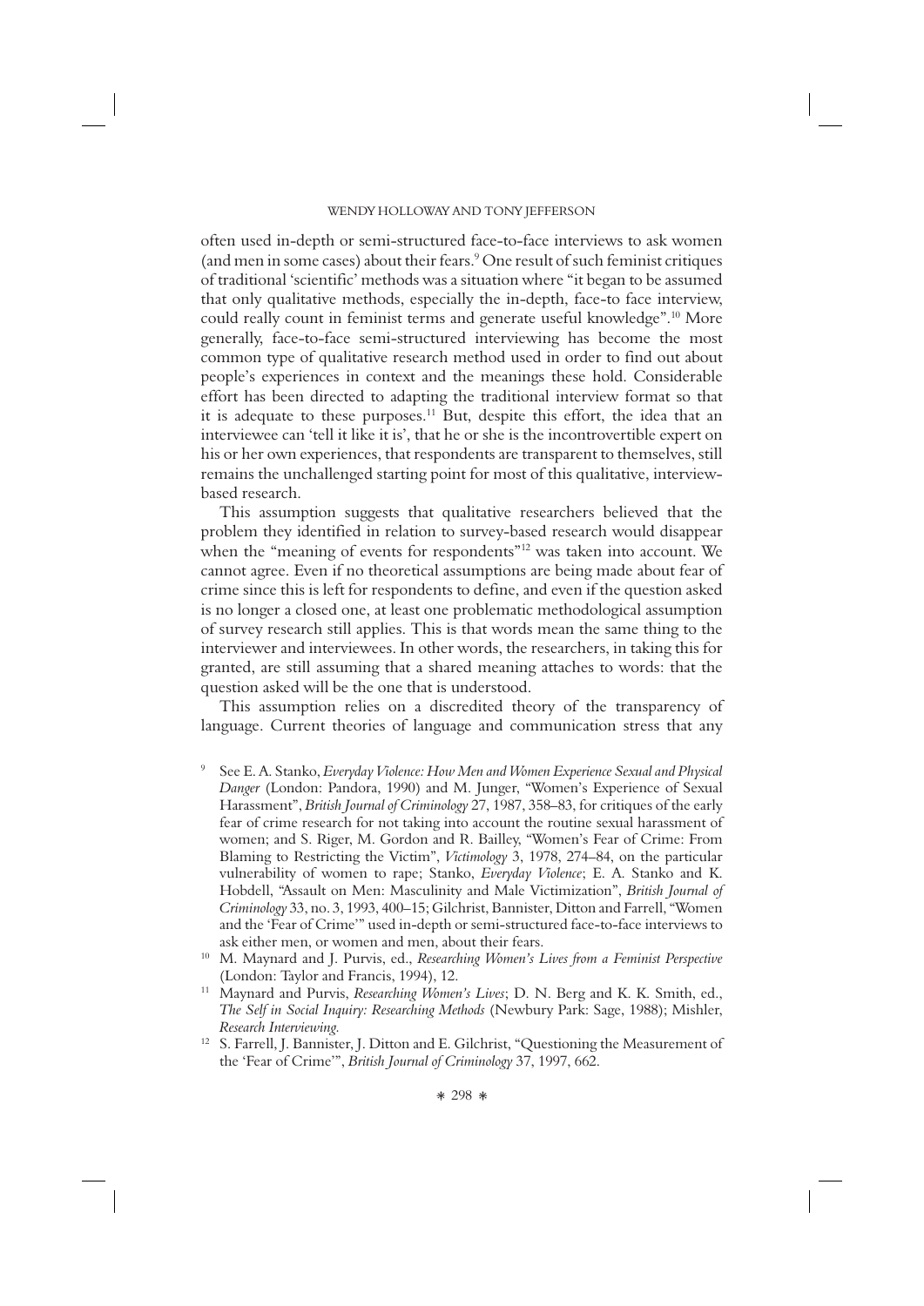often used in-depth or semi-structured face-to-face interviews to ask women (and men in some cases) about their fears.[9] One result of such feminist critiques of traditional 'scientific' methods was a situation where "it began to be assumed that only qualitative methods, especially the in-depth, face-to face interview, could really count in feminist terms and generate useful knowledge".[10] More generally, face-to-face semi-structured interviewing has become the most common type of qualitative research method used in order to find out about people's experiences in context and the meanings these hold. Considerable effort has been directed to adapting the traditional interview format so that it is adequate to these purposes.[11] But, despite this effort, the idea that an interviewee can 'tell it like it is', that he or she is the incontrovertible expert on his or her own experiences, that respondents are transparent to themselves, still remains the unchallenged starting point for most of this qualitative, interview-based research.

This assumption suggests that qualitative researchers believed that the problem they identified in relation to survey-based research would disappear when the "meaning of events for respondents"[12] was taken into account. We cannot agree. Even if no theoretical assumptions are being made about fear of crime since this is left for respondents to define, and even if the question asked is no longer a closed one, at least one problematic methodological assumption of survey research still applies. This is that words mean the same thing to the interviewer and interviewees. In other words, the researchers, in taking this for granted, are still assuming that a shared meaning attaches to words: that the question asked will be the one that is understood.

This assumption relies on a discredited theory of the transparency of language. Current theories of language and communication stress that any

[9] See E. A. Stanko, *Everyday Violence: How Men and Women Experience Sexual and Physical Danger* (London: Pandora, 1990) and M. Junger, "Women's Experience of Sexual Harassment", *British Journal of Criminology* 27, 1987, 358–83, for critiques of the early fear of crime research for not taking into account the routine sexual harassment of women; and S. Riger, M. Gordon and R. Bailey, "Women's Fear of Crime: From Blaming to Restricting the Victim", *Victimology* 3, 1978, 274–84, on the particular vulnerability of women to rape; Stanko, *Everyday Violence*; E. A. Stanko and K. Hobdell, "Assault on Men: Masculinity and Male Victimization", *British Journal of Criminology* 33, no. 3, 1993, 400–15; Gilchrist, Bannister, Ditton and Farrell, "Women and the 'Fear of Crime'" used in-depth or semi-structured face-to-face interviews to ask either men, or women and men, about their fears.

[10] M. Maynard and J. Purvis, ed., *Researching Women's Lives from a Feminist Perspective* (London: Taylor and Francis, 1994), 12.

[11] Maynard and Purvis, *Researching Women's Lives*; D. N. Berg and K. K. Smith, ed., *The Self in Social Inquiry: Researching Methods* (Newbury Park: Sage, 1988); Mishler, *Research Interviewing*.

[12] S. Farrell, J. Bannister, J. Ditton and E. Gilchrist, "Questioning the Measurement of the 'Fear of Crime'", *British Journal of Criminology* 37, 1997, 662.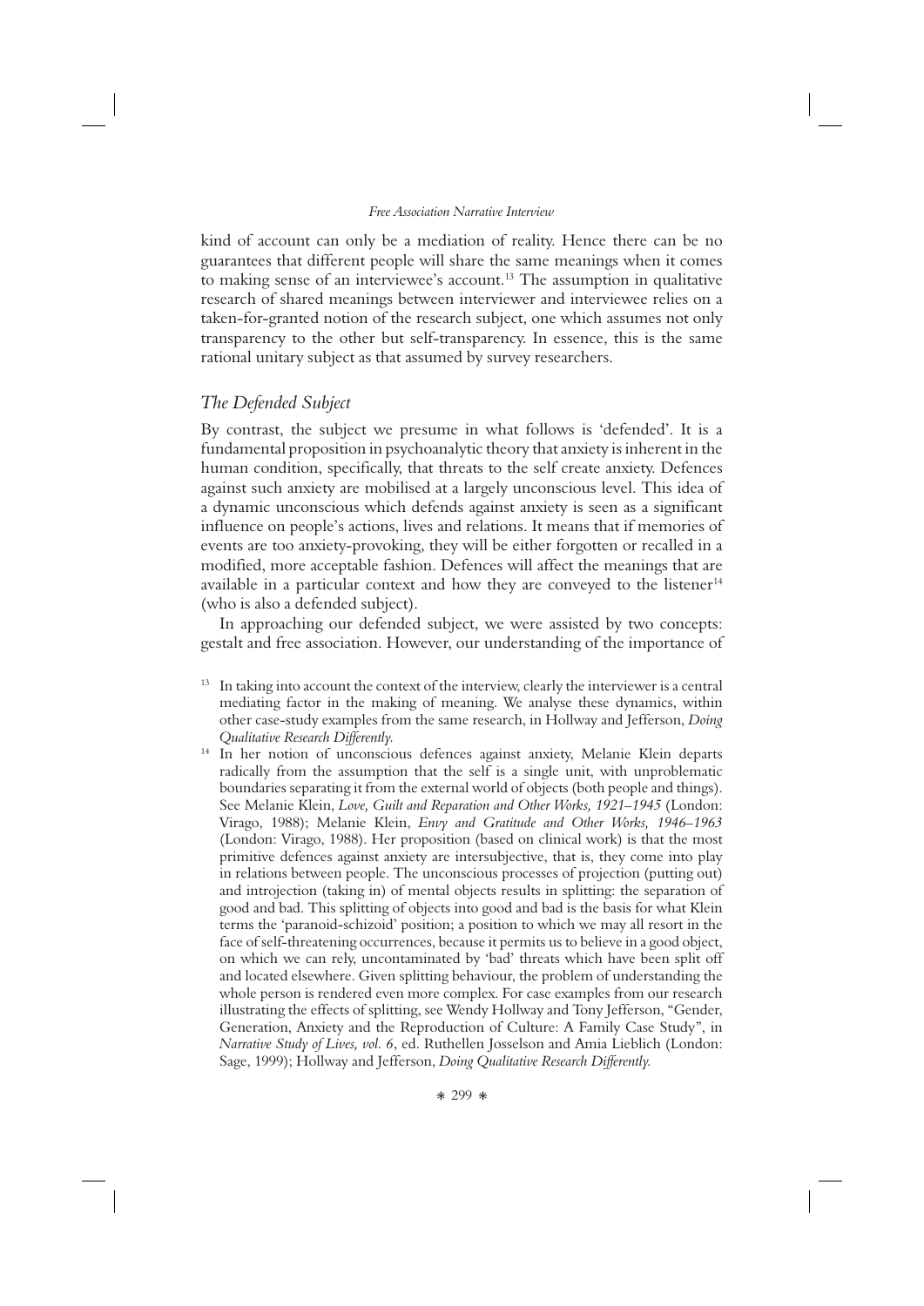kind of account can only be a mediation of reality. Hence there can be no guarantees that different people will share the same meanings when it comes to making sense of an interviewee's account.[13] The assumption in qualitative research of shared meanings between interviewer and interviewee relies on a taken-for-granted notion of the research subject, one which assumes not only transparency to the other but self-transparency. In essence, this is the same rational unitary subject as that assumed by survey researchers.

## *The Defended Subject*

By contrast, the subject we presume in what follows is 'defended'. It is a fundamental proposition in psychoanalytic theory that anxiety is inherent in the human condition, specifically, that threats to the self create anxiety. Defences against such anxiety are mobilised at a largely unconscious level. This idea of a dynamic unconscious which defends against anxiety is seen as a significant influence on people's actions, lives and relations. It means that if memories of events are too anxiety-provoking, they will be either forgotten or recalled in a modified, more acceptable fashion. Defences will affect the meanings that are available in a particular context and how they are conveyed to the listener[14] (who is also a defended subject).

In approaching our defended subject, we were assisted by two concepts: gestalt and free association. However, our understanding of the importance of

---

[13] In taking into account the context of the interview, clearly the interviewer is a central mediating factor in the making of meaning. We analyse these dynamics, within other case-study examples from the same research, in Hollway and Jefferson, *Doing Qualitative Research Differently.*

[14] In her notion of unconscious defences against anxiety, Melanie Klein departs radically from the assumption that the self is a single unit, with unproblematic boundaries separating it from the external world of objects (both people and things). See Melanie Klein, *Love, Guilt and Reparation and Other Works, 1921–1945* (London: Virago, 1988); Melanie Klein, *Envy and Gratitude and Other Works, 1946–1963* (London: Virago, 1988). Her proposition (based on clinical work) is that the most primitive defences against anxiety are intersubjective, that is, they come into play in relations between people. The unconscious processes of projection (putting out) and introjection (taking in) of mental objects results in splitting: the separation of good and bad. This splitting of objects into good and bad is the basis for what Klein terms the 'paranoid-schizoid' position; a position to which we may all resort in the face of self-threatening occurrences, because it permits us to believe in a good object, on which we can rely, uncontaminated by 'bad' threats which have been split off and located elsewhere. Given splitting behaviour, the problem of understanding the whole person is rendered even more complex. For case examples from our research illustrating the effects of splitting, see Wendy Hollway and Tony Jefferson, "Gender, Generation, Anxiety and the Reproduction of Culture: A Family Case Study", in *Narrative Study of Lives, vol. 6*, ed. Ruthellen Josselson and Amia Lieblich (London: Sage, 1999); Hollway and Jefferson, *Doing Qualitative Research Differently.*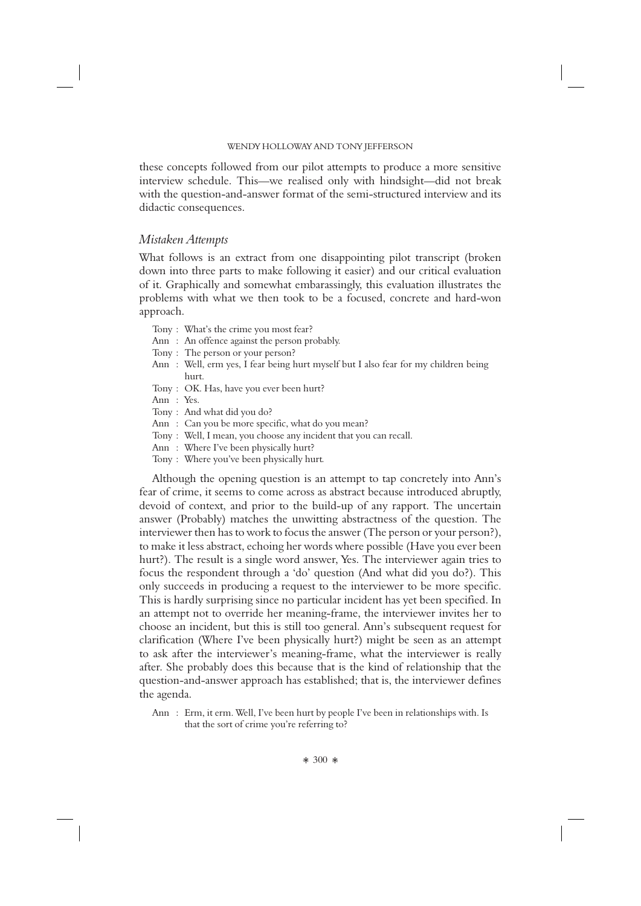these concepts followed from our pilot attempts to produce a more sensitive interview schedule. This—we realised only with hindsight—did not break with the question-and-answer format of the semi-structured interview and its didactic consequences.

### *Mistaken Attempts*

What follows is an extract from one disappointing pilot transcript (broken down into three parts to make following it easier) and our critical evaluation of it. Graphically and somewhat embarrassingly, this evaluation illustrates the problems with what we then took to be a focused, concrete and hard-won approach.

> Tony : What's the crime you most fear?
> Ann : An offence against the person probably.
> Tony : The person or your person?
> Ann : Well, erm yes, I fear being hurt myself but I also fear for my children being hurt.
> Tony : OK. Has, have you ever been hurt?
> Ann : Yes.
> Tony : And what did you do?
> Ann : Can you be more specific, what do you mean?
> Tony : Well, I mean, you choose any incident that you can recall.
> Ann : Where I've been physically hurt?
> Tony : Where you've been physically hurt.

Although the opening question is an attempt to tap concretely into Ann's fear of crime, it seems to come across as abstract because introduced abruptly, devoid of context, and prior to the build-up of any rapport. The uncertain answer (Probably) matches the unwitting abstractness of the question. The interviewer then has to work to focus the answer (The person or your person?), to make it less abstract, echoing her words where possible (Have you ever been hurt?). The result is a single word answer, Yes. The interviewer again tries to focus the respondent through a 'do' question (And what did you do?). This only succeeds in producing a request to the interviewer to be more specific. This is hardly surprising since no particular incident has yet been specified. In an attempt not to override her meaning-frame, the interviewer invites her to choose an incident, but this is still too general. Ann's subsequent request for clarification (Where I've been physically hurt?) might be seen as an attempt to ask after the interviewer's meaning-frame, what the interviewer is really after. She probably does this because that is the kind of relationship that the question-and-answer approach has established; that is, the interviewer defines the agenda.

> Ann : Erm, it erm. Well, I've been hurt by people I've been in relationships with. Is that the sort of crime you're referring to?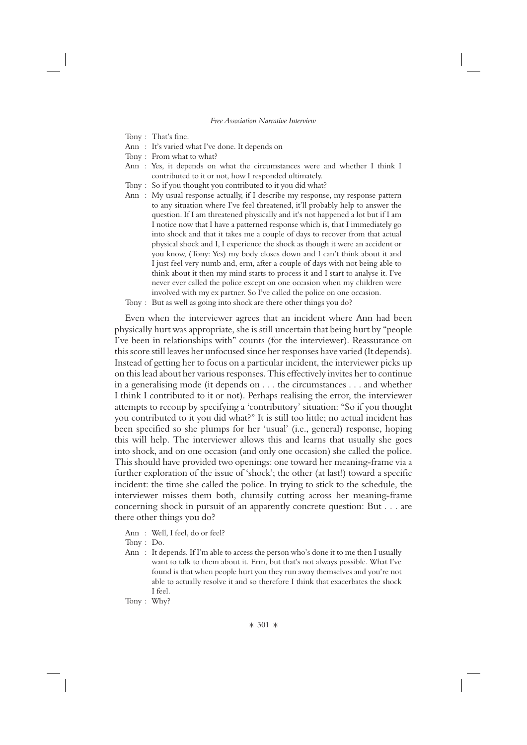Tony : That's fine.

Ann : It's varied what I've done. It depends on

Tony : From what to what?

Ann : Yes, it depends on what the circumstances were and whether I think I contributed to it or not, how I responded ultimately.

Tony : So if you thought you contributed to it you did what?

Ann : My usual response actually, if I describe my response, my response pattern to any situation where I've feel threatened, it'll probably help to answer the question. If I am threatened physically and it's not happened a lot but if I am I notice now that I have a patterned response which is, that I immediately go into shock and that it takes me a couple of days to recover from that actual physical shock and I, I experience the shock as though it were an accident or you know, (Tony: Yes) my body closes down and I can't think about it and I just feel very numb and, erm, after a couple of days with not being able to think about it then my mind starts to process it and I start to analyse it. I've never ever called the police except on one occasion when my children were involved with my ex partner. So I've called the police on one occasion.

Tony : But as well as going into shock are there other things you do?

Even when the interviewer agrees that an incident where Ann had been physically hurt was appropriate, she is still uncertain that being hurt by "people I've been in relationships with" counts (for the interviewer). Reassurance on this score still leaves her unfocused since her responses have varied (It depends). Instead of getting her to focus on a particular incident, the interviewer picks up on this lead about her various responses. This effectively invites her to continue in a generalising mode (it depends on . . . the circumstances . . . and whether I think I contributed to it or not). Perhaps realising the error, the interviewer attempts to recoup by specifying a 'contributory' situation: "So if you thought you contributed to it you did what?" It is still too little; no actual incident has been specified so she plumps for her 'usual' (i.e., general) response, hoping this will help. The interviewer allows this and learns that usually she goes into shock, and on one occasion (and only one occasion) she called the police. This should have provided two openings: one toward her meaning-frame via a further exploration of the issue of 'shock'; the other (at last!) toward a specific incident: the time she called the police. In trying to stick to the schedule, the interviewer misses them both, clumsily cutting across her meaning-frame concerning shock in pursuit of an apparently concrete question: But . . . are there other things you do?

Ann : Well, I feel, do or feel?

Tony : Do.

Ann : It depends. If I'm able to access the person who's done it to me then I usually want to talk to them about it. Erm, but that's not always possible. What I've found is that when people hurt you they run away themselves and you're not able to actually resolve it and so therefore I think that exacerbates the shock I feel.

Tony : Why?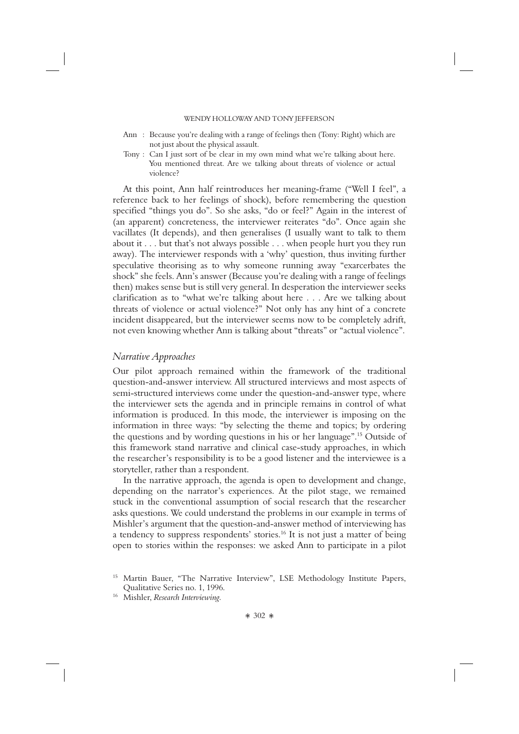Ann : Because you're dealing with a range of feelings then (Tony: Right) which are not just about the physical assault.

Tony : Can I just sort of be clear in my own mind what we're talking about here. You mentioned threat. Are we talking about threats of violence or actual violence?

At this point, Ann half reintroduces her meaning-frame ("Well I feel", a reference back to her feelings of shock), before remembering the question specified "things you do". So she asks, "do or feel?" Again in the interest of (an apparent) concreteness, the interviewer reiterates "do". Once again she vacillates (It depends), and then generalises (I usually want to talk to them about it . . . but that's not always possible . . . when people hurt you they run away). The interviewer responds with a 'why' question, thus inviting further speculative theorising as to why someone running away "exacerbates the shock" she feels. Ann's answer (Because you're dealing with a range of feelings then) makes sense but is still very general. In desperation the interviewer seeks clarification as to "what we're talking about here . . . Are we talking about threats of violence or actual violence?" Not only has any hint of a concrete incident disappeared, but the interviewer seems now to be completely adrift, not even knowing whether Ann is talking about "threats" or "actual violence".

## *Narrative Approaches*

Our pilot approach remained within the framework of the traditional question-and-answer interview. All structured interviews and most aspects of semi-structured interviews come under the question-and-answer type, where the interviewer sets the agenda and in principle remains in control of what information is produced. In this mode, the interviewer is imposing on the information in three ways: "by selecting the theme and topics; by ordering the questions and by wording questions in his or her language".[15] Outside of this framework stand narrative and clinical case-study approaches, in which the researcher's responsibility is to be a good listener and the interviewee is a storyteller, rather than a respondent.

In the narrative approach, the agenda is open to development and change, depending on the narrator's experiences. At the pilot stage, we remained stuck in the conventional assumption of social research that the researcher asks questions. We could understand the problems in our example in terms of Mishler's argument that the question-and-answer method of interviewing has a tendency to suppress respondents' stories.[16] It is not just a matter of being open to stories within the responses: we asked Ann to participate in a pilot

[15] Martin Bauer, "The Narrative Interview", LSE Methodology Institute Papers, Qualitative Series no. 1, 1996.

[16] Mishler, *Research Interviewing*.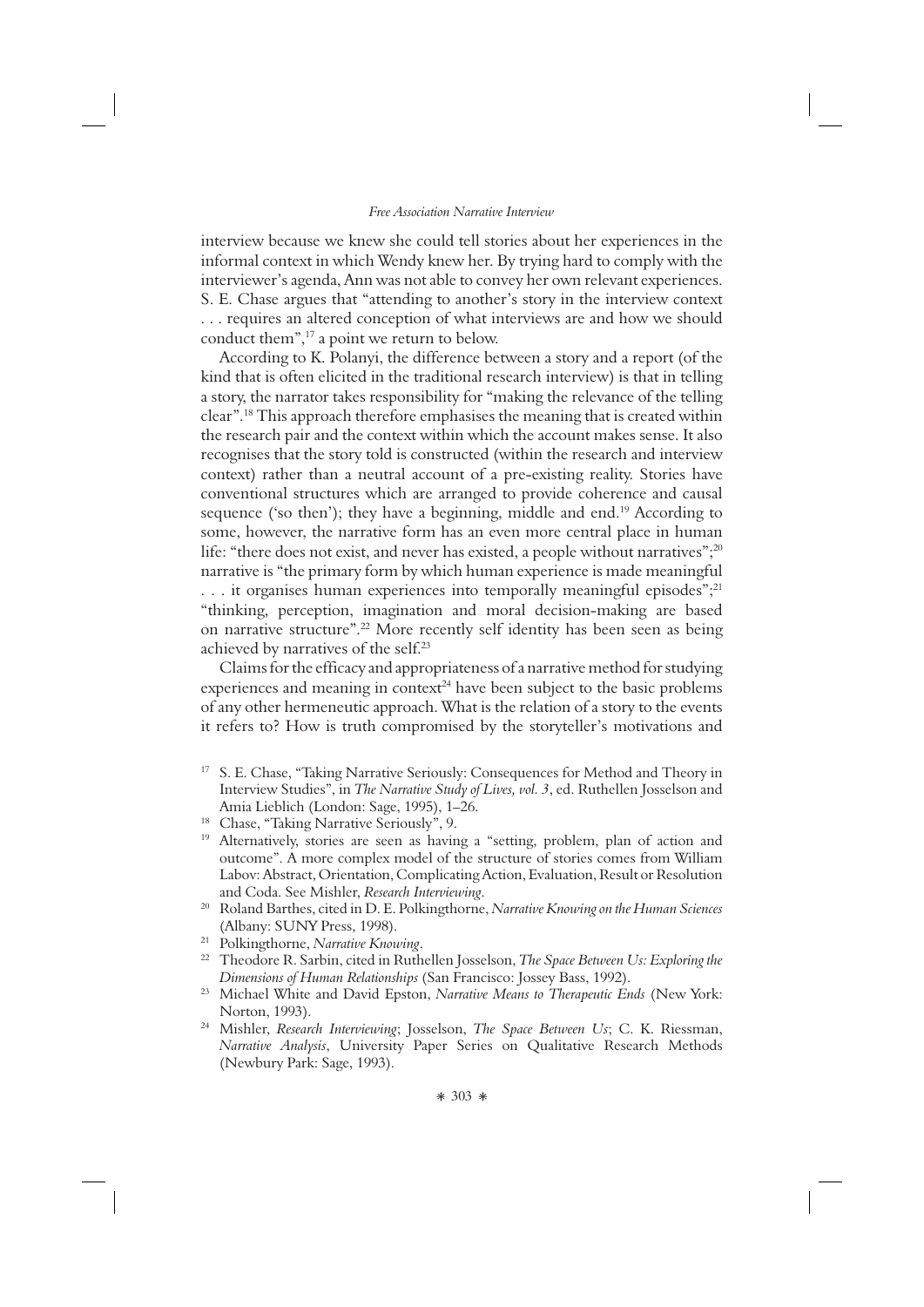interview because we knew she could tell stories about her experiences in the informal context in which Wendy knew her. By trying hard to comply with the interviewer's agenda, Ann was not able to convey her own relevant experiences. S. E. Chase argues that "attending to another's story in the interview context . . . requires an altered conception of what interviews are and how we should conduct them",[17] a point we return to below.

According to K. Polanyi, the difference between a story and a report (of the kind that is often elicited in the traditional research interview) is that in telling a story, the narrator takes responsibility for "making the relevance of the telling clear".[18] This approach therefore emphasises the meaning that is created within the research pair and the context within which the account makes sense. It also recognises that the story told is constructed (within the research and interview context) rather than a neutral account of a pre-existing reality. Stories have conventional structures which are arranged to provide coherence and causal sequence ('so then'); they have a beginning, middle and end.[19] According to some, however, the narrative form has an even more central place in human life: "there does not exist, and never has existed, a people without narratives";[20] narrative is "the primary form by which human experience is made meaningful . . . it organises human experiences into temporally meaningful episodes";[21] "thinking, perception, imagination and moral decision-making are based on narrative structure".[22] More recently self identity has been seen as being achieved by narratives of the self.[23]

Claims for the efficacy and appropriateness of a narrative method for studying experiences and meaning in context[24] have been subject to the basic problems of any other hermeneutic approach. What is the relation of a story to the events it refers to? How is truth compromised by the storyteller's motivations and

[17] S. E. Chase, "Taking Narrative Seriously: Consequences for Method and Theory in Interview Studies", in *The Narrative Study of Lives, vol. 3*, ed. Ruthellen Josselson and Amia Lieblich (London: Sage, 1995), 1–26.

[18] Chase, "Taking Narrative Seriously", 9.

[19] Alternatively, stories are seen as having a "setting, problem, plan of action and outcome". A more complex model of the structure of stories comes from William Labov: Abstract, Orientation, Complicating Action, Evaluation, Result or Resolution and Coda. See Mishler, *Research Interviewing*.

[20] Roland Barthes, cited in D. E. Polkingthorne, *Narrative Knowing on the Human Sciences* (Albany: SUNY Press, 1998).

[21] Polkingthorne, *Narrative Knowing*.

[22] Theodore R. Sarbin, cited in Ruthellen Josselson, *The Space Between Us: Exploring the Dimensions of Human Relationships* (San Francisco: Jossey Bass, 1992).

[23] Michael White and David Epston, *Narrative Means to Therapeutic Ends* (New York: Norton, 1993).

[24] Mishler, *Research Interviewing*; Josselson, *The Space Between Us*; C. K. Riessman, *Narrative Analysis*, University Paper Series on Qualitative Research Methods (Newbury Park: Sage, 1993).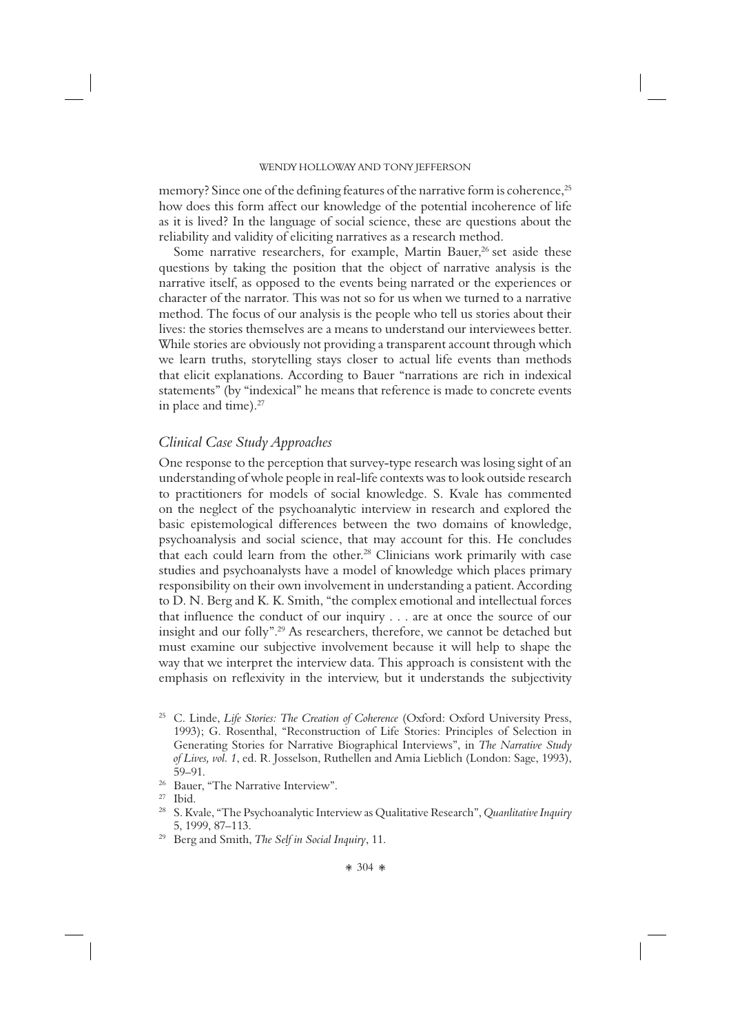memory? Since one of the defining features of the narrative form is coherence,[25] how does this form affect our knowledge of the potential incoherence of life as it is lived? In the language of social science, these are questions about the reliability and validity of eliciting narratives as a research method.

Some narrative researchers, for example, Martin Bauer,[26] set aside these questions by taking the position that the object of narrative analysis is the narrative itself, as opposed to the events being narrated or the experiences or character of the narrator. This was not so for us when we turned to a narrative method. The focus of our analysis is the people who tell us stories about their lives: the stories themselves are a means to understand our interviewees better. While stories are obviously not providing a transparent account through which we learn truths, storytelling stays closer to actual life events than methods that elicit explanations. According to Bauer "narrations are rich in indexical statements" (by "indexical" he means that reference is made to concrete events in place and time).[27]

## *Clinical Case Study Approaches*

One response to the perception that survey-type research was losing sight of an understanding of whole people in real-life contexts was to look outside research to practitioners for models of social knowledge. S. Kvale has commented on the neglect of the psychoanalytic interview in research and explored the basic epistemological differences between the two domains of knowledge, psychoanalysis and social science, that may account for this. He concludes that each could learn from the other.[28] Clinicians work primarily with case studies and psychoanalysts have a model of knowledge which places primary responsibility on their own involvement in understanding a patient. According to D. N. Berg and K. K. Smith, "the complex emotional and intellectual forces that influence the conduct of our inquiry . . . are at once the source of our insight and our folly".[29] As researchers, therefore, we cannot be detached but must examine our subjective involvement because it will help to shape the way that we interpret the interview data. This approach is consistent with the emphasis on reflexivity in the interview, but it understands the subjectivity

---

[25] C. Linde, *Life Stories: The Creation of Coherence* (Oxford: Oxford University Press, 1993); G. Rosenthal, "Reconstruction of Life Stories: Principles of Selection in Generating Stories for Narrative Biographical Interviews", in *The Narrative Study of Lives, vol. 1*, ed. R. Josselson, Ruthellen and Amia Lieblich (London: Sage, 1993), 59–91.

[26] Bauer, "The Narrative Interview".

[27] Ibid.

[28] S. Kvale, "The Psychoanalytic Interview as Qualitative Research", *Quanlitative Inquiry* 5, 1999, 87–113.

[29] Berg and Smith, *The Self in Social Inquiry*, 11.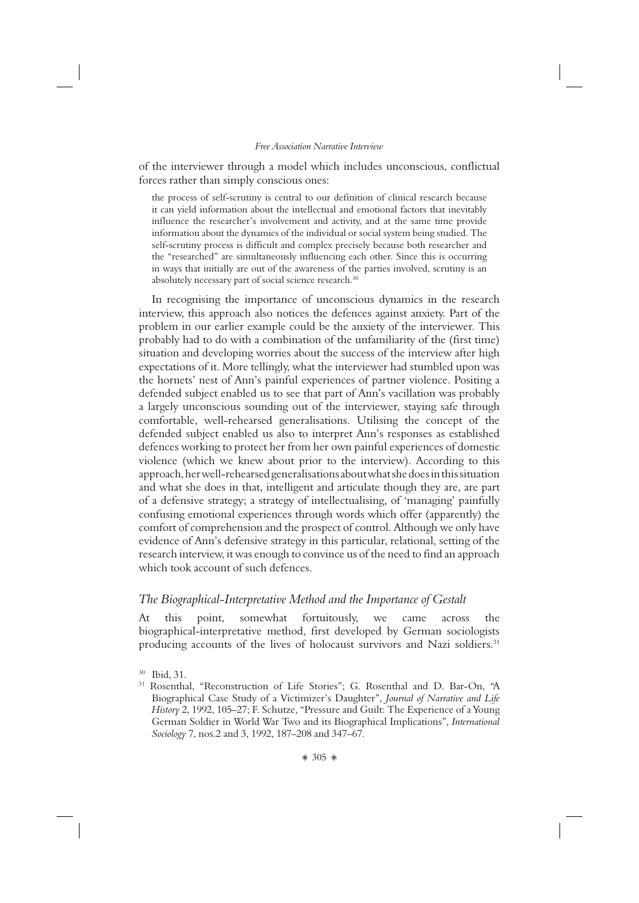of the interviewer through a model which includes unconscious, conflictual forces rather than simply conscious ones:

> the process of self-scrutiny is central to our definition of clinical research because it can yield information about the intellectual and emotional factors that inevitably influence the researcher's involvement and activity, and at the same time provide information about the dynamics of the individual or social system being studied. The self-scrutiny process is difficult and complex precisely because both researcher and the "researched" are simultaneously influencing each other. Since this is occurring in ways that initially are out of the awareness of the parties involved, scrutiny is an absolutely necessary part of social science research.[30]

In recognising the importance of unconscious dynamics in the research interview, this approach also notices the defences against anxiety. Part of the problem in our earlier example could be the anxiety of the interviewer. This probably had to do with a combination of the unfamiliarity of the (first time) situation and developing worries about the success of the interview after high expectations of it. More tellingly, what the interviewer had stumbled upon was the hornets' nest of Ann's painful experiences of partner violence. Positing a defended subject enabled us to see that part of Ann's vacillation was probably a largely unconscious sounding out of the interviewer, staying safe through comfortable, well-rehearsed generalisations. Utilising the concept of the defended subject enabled us also to interpret Ann's responses as established defences working to protect her from her own painful experiences of domestic violence (which we knew about prior to the interview). According to this approach, her well-rehearsed generalisations about what she does in this situation and what she does in that, intelligent and articulate though they are, are part of a defensive strategy; a strategy of intellectualising, of 'managing' painfully confusing emotional experiences through words which offer (apparently) the comfort of comprehension and the prospect of control. Although we only have evidence of Ann's defensive strategy in this particular, relational, setting of the research interview, it was enough to convince us of the need to find an approach which took account of such defences.

## *The Biographical-Interpretative Method and the Importance of Gestalt*

At this point, somewhat fortuitously, we came across the biographical-interpretative method, first developed by German sociologists producing accounts of the lives of holocaust survivors and Nazi soldiers.[31]

---

[30] Ibid, 31.

[31] Rosenthal, "Reconstruction of Life Stories"; G. Rosenthal and D. Bar-On, "A Biographical Case Study of a Victimizer's Daughter", *Journal of Narrative and Life History* 2, 1992, 105–27; F. Schutze, "Pressure and Guilt: The Experience of a Young German Soldier in World War Two and its Biographical Implications", *International Sociology* 7, nos.2 and 3, 1992, 187–208 and 347–67.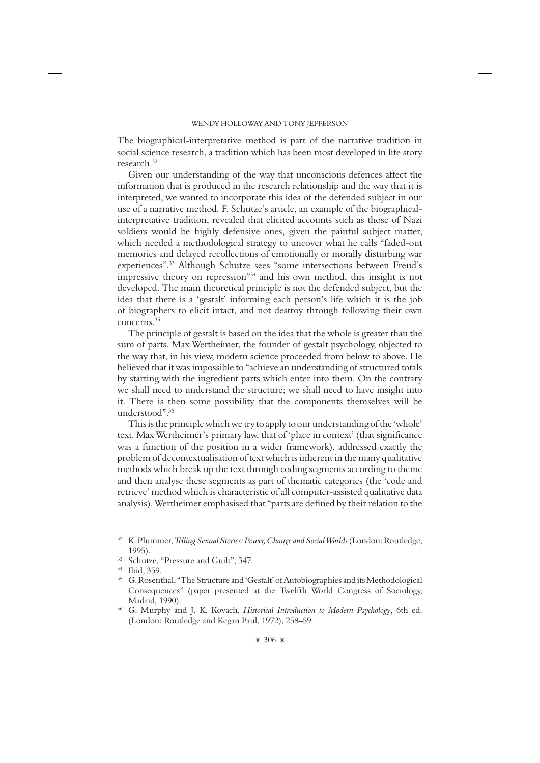The biographical-interpretative method is part of the narrative tradition in social science research, a tradition which has been most developed in life story research.[32]

Given our understanding of the way that unconscious defences affect the information that is produced in the research relationship and the way that it is interpreted, we wanted to incorporate this idea of the defended subject in our use of a narrative method. F. Schutze's article, an example of the biographical-interpretative tradition, revealed that elicited accounts such as those of Nazi soldiers would be highly defensive ones, given the painful subject matter, which needed a methodological strategy to uncover what he calls "faded-out memories and delayed recollections of emotionally or morally disturbing war experiences".[33] Although Schutze sees "some intersections between Freud's impressive theory on repression"[34] and his own method, this insight is not developed. The main theoretical principle is not the defended subject, but the idea that there is a 'gestalt' informing each person's life which it is the job of biographers to elicit intact, and not destroy through following their own concerns.[35]

The principle of gestalt is based on the idea that the whole is greater than the sum of parts. Max Wertheimer, the founder of gestalt psychology, objected to the way that, in his view, modern science proceeded from below to above. He believed that it was impossible to "achieve an understanding of structured totals by starting with the ingredient parts which enter into them. On the contrary we shall need to understand the structure; we shall need to have insight into it. There is then some possibility that the components themselves will be understood".[36]

This is the principle which we try to apply to our understanding of the 'whole' text. Max Wertheimer's primary law, that of 'place in context' (that significance was a function of the position in a wider framework), addressed exactly the problem of decontextualisation of text which is inherent in the many qualitative methods which break up the text through coding segments according to theme and then analyse these segments as part of thematic categories (the 'code and retrieve' method which is characteristic of all computer-assisted qualitative data analysis). Wertheimer emphasised that "parts are defined by their relation to the

---

[32] K. Plummer, *Telling Sexual Stories: Power, Change and Social Worlds* (London: Routledge, 1995).

[33] Schutze, "Pressure and Guilt", 347.

[34] Ibid, 359.

[35] G. Rosenthal, "The Structure and 'Gestalt' of Autobiographies and its Methodological Consequences" (paper presented at the Twelfth World Congress of Sociology, Madrid, 1990).

[36] G. Murphy and J. K. Kovach, *Historical Introduction to Modern Psychology*, 6th ed. (London: Routledge and Kegan Paul, 1972), 258–59.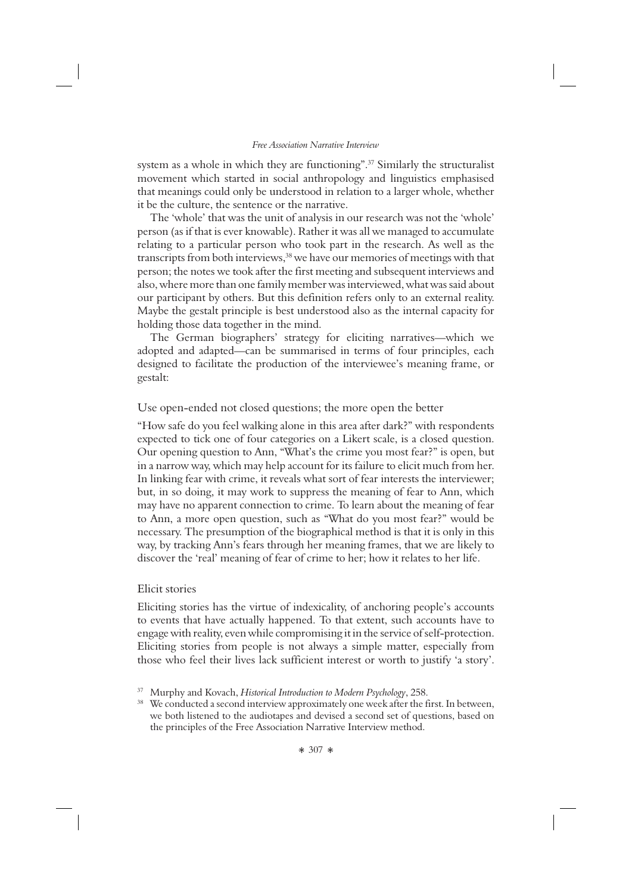system as a whole in which they are functioning".[37] Similarly the structuralist movement which started in social anthropology and linguistics emphasised that meanings could only be understood in relation to a larger whole, whether it be the culture, the sentence or the narrative.

The 'whole' that was the unit of analysis in our research was not the 'whole' person (as if that is ever knowable). Rather it was all we managed to accumulate relating to a particular person who took part in the research. As well as the transcripts from both interviews,[38] we have our memories of meetings with that person; the notes we took after the first meeting and subsequent interviews and also, where more than one family member was interviewed, what was said about our participant by others. But this definition refers only to an external reality. Maybe the gestalt principle is best understood also as the internal capacity for holding those data together in the mind.

The German biographers' strategy for eliciting narratives—which we adopted and adapted—can be summarised in terms of four principles, each designed to facilitate the production of the interviewee's meaning frame, or gestalt:

### Use open-ended not closed questions; the more open the better

"How safe do you feel walking alone in this area after dark?" with respondents expected to tick one of four categories on a Likert scale, is a closed question. Our opening question to Ann, "What's the crime you most fear?" is open, but in a narrow way, which may help account for its failure to elicit much from her. In linking fear with crime, it reveals what sort of fear interests the interviewer; but, in so doing, it may work to suppress the meaning of fear to Ann, which may have no apparent connection to crime. To learn about the meaning of fear to Ann, a more open question, such as "What do you most fear?" would be necessary. The presumption of the biographical method is that it is only in this way, by tracking Ann's fears through her meaning frames, that we are likely to discover the 'real' meaning of fear of crime to her; how it relates to her life.

### Elicit stories

Eliciting stories has the virtue of indexicality, of anchoring people's accounts to events that have actually happened. To that extent, such accounts have to engage with reality, even while compromising it in the service of self-protection. Eliciting stories from people is not always a simple matter, especially from those who feel their lives lack sufficient interest or worth to justify 'a story'.

---

[37] Murphy and Kovach, *Historical Introduction to Modern Psychology*, 258.

[38] We conducted a second interview approximately one week after the first. In between, we both listened to the audiotapes and devised a second set of questions, based on the principles of the Free Association Narrative Interview method.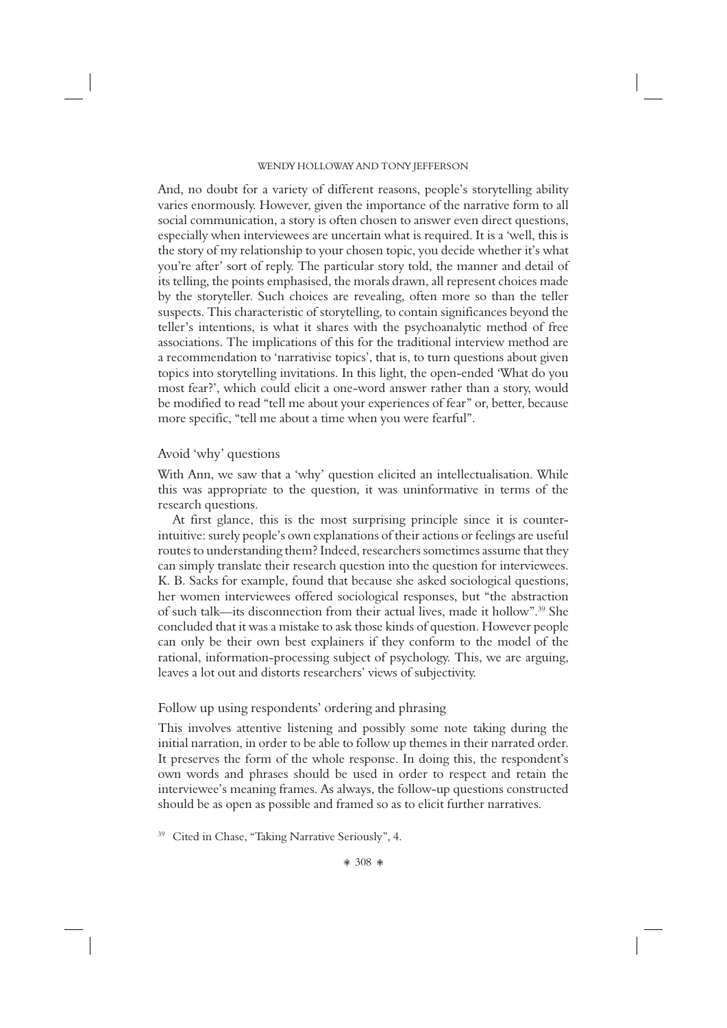And, no doubt for a variety of different reasons, people's storytelling ability varies enormously. However, given the importance of the narrative form to all social communication, a story is often chosen to answer even direct questions, especially when interviewees are uncertain what is required. It is a 'well, this is the story of my relationship to your chosen topic, you decide whether it's what you're after' sort of reply. The particular story told, the manner and detail of its telling, the points emphasised, the morals drawn, all represent choices made by the storyteller. Such choices are revealing, often more so than the teller suspects. This characteristic of storytelling, to contain significances beyond the teller's intentions, is what it shares with the psychoanalytic method of free associations. The implications of this for the traditional interview method are a recommendation to 'narrativise topics', that is, to turn questions about given topics into storytelling invitations. In this light, the open-ended 'What do you most fear?', which could elicit a one-word answer rather than a story, would be modified to read "tell me about your experiences of fear" or, better, because more specific, "tell me about a time when you were fearful".

### Avoid 'why' questions

With Ann, we saw that a 'why' question elicited an intellectualisation. While this was appropriate to the question, it was uninformative in terms of the research questions.

At first glance, this is the most surprising principle since it is counter-intuitive: surely people's own explanations of their actions or feelings are useful routes to understanding them? Indeed, researchers sometimes assume that they can simply translate their research question into the question for interviewees. K. B. Sacks for example, found that because she asked sociological questions, her women interviewees offered sociological responses, but "the abstraction of such talk—its disconnection from their actual lives, made it hollow".[39] She concluded that it was a mistake to ask those kinds of question. However people can only be their own best explainers if they conform to the model of the rational, information-processing subject of psychology. This, we are arguing, leaves a lot out and distorts researchers' views of subjectivity.

### Follow up using respondents' ordering and phrasing

This involves attentive listening and possibly some note taking during the initial narration, in order to be able to follow up themes in their narrated order. It preserves the form of the whole response. In doing this, the respondent's own words and phrases should be used in order to respect and retain the interviewee's meaning frames. As always, the follow-up questions constructed should be as open as possible and framed so as to elicit further narratives.

[39] Cited in Chase, "Taking Narrative Seriously", 4.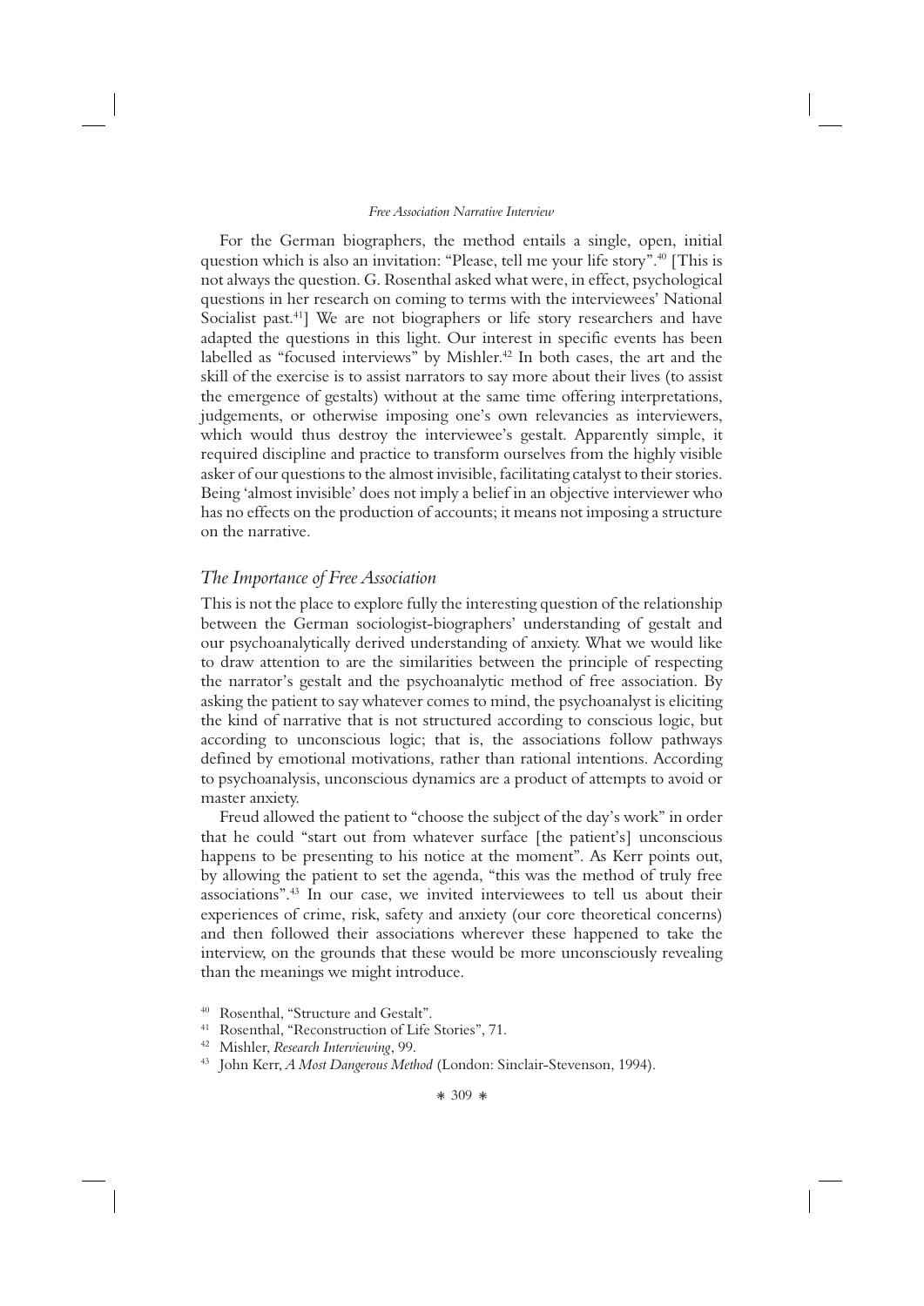For the German biographers, the method entails a single, open, initial question which is also an invitation: "Please, tell me your life story".[40] [This is not always the question. G. Rosenthal asked what were, in effect, psychological questions in her research on coming to terms with the interviewees' National Socialist past.[41]] We are not biographers or life story researchers and have adapted the questions in this light. Our interest in specific events has been labelled as "focused interviews" by Mishler.[42] In both cases, the art and the skill of the exercise is to assist narrators to say more about their lives (to assist the emergence of gestalts) without at the same time offering interpretations, judgements, or otherwise imposing one's own relevancies as interviewers, which would thus destroy the interviewee's gestalt. Apparently simple, it required discipline and practice to transform ourselves from the highly visible asker of our questions to the almost invisible, facilitating catalyst to their stories. Being 'almost invisible' does not imply a belief in an objective interviewer who has no effects on the production of accounts; it means not imposing a structure on the narrative.

## *The Importance of Free Association*

This is not the place to explore fully the interesting question of the relationship between the German sociologist-biographers' understanding of gestalt and our psychoanalytically derived understanding of anxiety. What we would like to draw attention to are the similarities between the principle of respecting the narrator's gestalt and the psychoanalytic method of free association. By asking the patient to say whatever comes to mind, the psychoanalyst is eliciting the kind of narrative that is not structured according to conscious logic, but according to unconscious logic; that is, the associations follow pathways defined by emotional motivations, rather than rational intentions. According to psychoanalysis, unconscious dynamics are a product of attempts to avoid or master anxiety.

Freud allowed the patient to "choose the subject of the day's work" in order that he could "start out from whatever surface [the patient's] unconscious happens to be presenting to his notice at the moment". As Kerr points out, by allowing the patient to set the agenda, "this was the method of truly free associations".[43] In our case, we invited interviewees to tell us about their experiences of crime, risk, safety and anxiety (our core theoretical concerns) and then followed their associations wherever these happened to take the interview, on the grounds that these would be more unconsciously revealing than the meanings we might introduce.

[40] Rosenthal, "Structure and Gestalt".

[41] Rosenthal, "Reconstruction of Life Stories", 71.

[42] Mishler, *Research Interviewing*, 99.

[43] John Kerr, *A Most Dangerous Method* (London: Sinclair-Stevenson, 1994).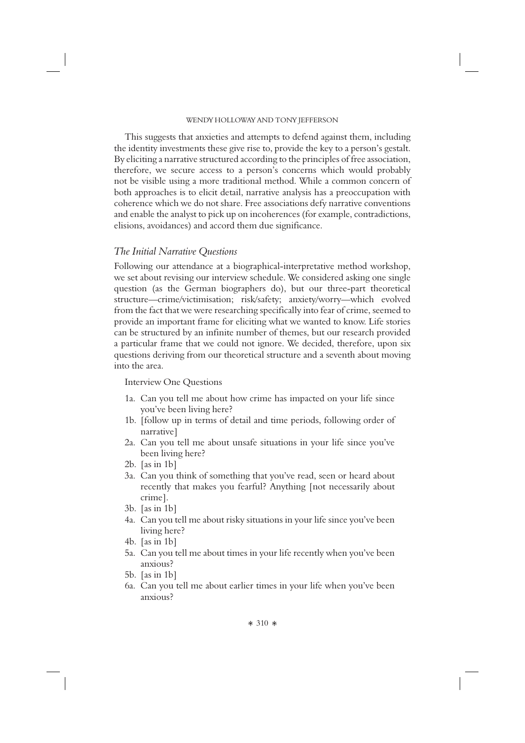This suggests that anxieties and attempts to defend against them, including the identity investments these give rise to, provide the key to a person's gestalt. By eliciting a narrative structured according to the principles of free association, therefore, we secure access to a person's concerns which would probably not be visible using a more traditional method. While a common concern of both approaches is to elicit detail, narrative analysis has a preoccupation with coherence which we do not share. Free associations defy narrative conventions and enable the analyst to pick up on incoherences (for example, contradictions, elisions, avoidances) and accord them due significance.

## *The Initial Narrative Questions*

Following our attendance at a biographical-interpretative method workshop, we set about revising our interview schedule. We considered asking one single question (as the German biographers do), but our three-part theoretical structure—crime/victimisation; risk/safety; anxiety/worry—which evolved from the fact that we were researching specifically into fear of crime, seemed to provide an important frame for eliciting what we wanted to know. Life stories can be structured by an infinite number of themes, but our research provided a particular frame that we could not ignore. We decided, therefore, upon six questions deriving from our theoretical structure and a seventh about moving into the area.

Interview One Questions

- 1a. Can you tell me about how crime has impacted on your life since you've been living here?
- 1b. [follow up in terms of detail and time periods, following order of narrative]
- 2a. Can you tell me about unsafe situations in your life since you've been living here?
- 2b. [as in 1b]
- 3a. Can you think of something that you've read, seen or heard about recently that makes you fearful? Anything [not necessarily about crime].
- 3b. [as in 1b]
- 4a. Can you tell me about risky situations in your life since you've been living here?
- 4b. [as in 1b]
- 5a. Can you tell me about times in your life recently when you've been anxious?
- 5b. [as in 1b]
- 6a. Can you tell me about earlier times in your life when you've been anxious?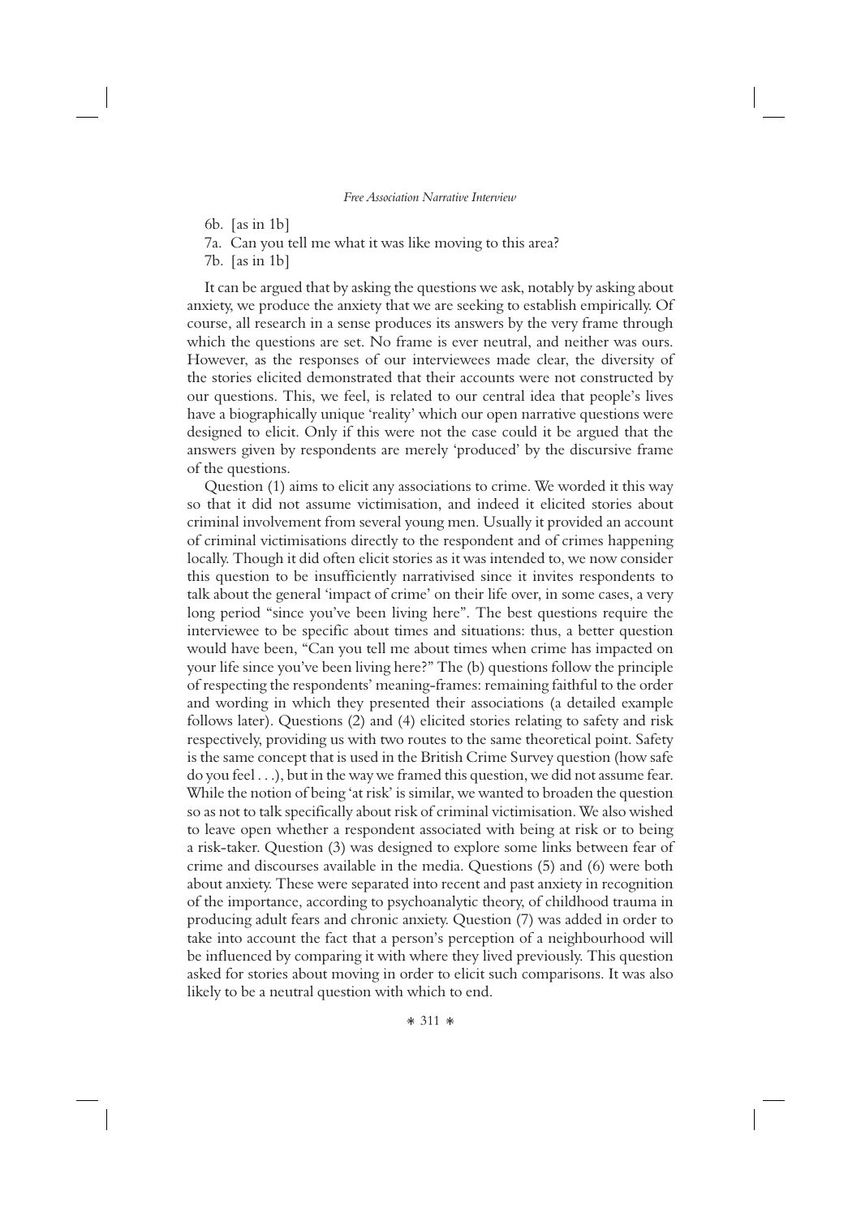6b. [as in 1b]  
7a. Can you tell me what it was like moving to this area?  
7b. [as in 1b]

It can be argued that by asking the questions we ask, notably by asking about anxiety, we produce the anxiety that we are seeking to establish empirically. Of course, all research in a sense produces its answers by the very frame through which the questions are set. No frame is ever neutral, and neither was ours. However, as the responses of our interviewees made clear, the diversity of the stories elicited demonstrated that their accounts were not constructed by our questions. This, we feel, is related to our central idea that people's lives have a biographically unique 'reality' which our open narrative questions were designed to elicit. Only if this were not the case could it be argued that the answers given by respondents are merely 'produced' by the discursive frame of the questions.

Question (1) aims to elicit any associations to crime. We worded it this way so that it did not assume victimisation, and indeed it elicited stories about criminal involvement from several young men. Usually it provided an account of criminal victimisations directly to the respondent and of crimes happening locally. Though it did often elicit stories as it was intended to, we now consider this question to be insufficiently narrativised since it invites respondents to talk about the general 'impact of crime' on their life over, in some cases, a very long period "since you've been living here". The best questions require the interviewee to be specific about times and situations: thus, a better question would have been, "Can you tell me about times when crime has impacted on your life since you've been living here?" The (b) questions follow the principle of respecting the respondents' meaning-frames: remaining faithful to the order and wording in which they presented their associations (a detailed example follows later). Questions (2) and (4) elicited stories relating to safety and risk respectively, providing us with two routes to the same theoretical point. Safety is the same concept that is used in the British Crime Survey question (how safe do you feel . . .), but in the way we framed this question, we did not assume fear. While the notion of being 'at risk' is similar, we wanted to broaden the question so as not to talk specifically about risk of criminal victimisation. We also wished to leave open whether a respondent associated with being at risk or to being a risk-taker. Question (3) was designed to explore some links between fear of crime and discourses available in the media. Questions (5) and (6) were both about anxiety. These were separated into recent and past anxiety in recognition of the importance, according to psychoanalytic theory, of childhood trauma in producing adult fears and chronic anxiety. Question (7) was added in order to take into account the fact that a person's perception of a neighbourhood will be influenced by comparing it with where they lived previously. This question asked for stories about moving in order to elicit such comparisons. It was also likely to be a neutral question with which to end.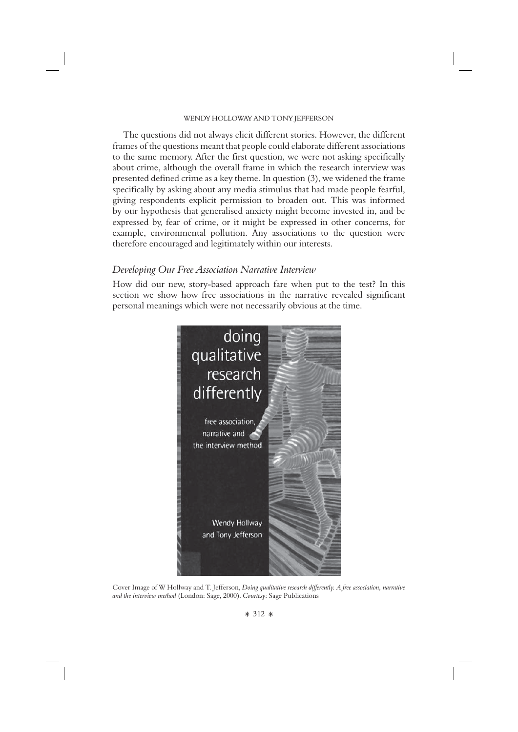The questions did not always elicit different stories. However, the different frames of the questions meant that people could elaborate different associations to the same memory. After the first question, we were not asking specifically about crime, although the overall frame in which the research interview was presented defined crime as a key theme. In question (3), we widened the frame specifically by asking about any media stimulus that had made people fearful, giving respondents explicit permission to broaden out. This was informed by our hypothesis that generalised anxiety might become invested in, and be expressed by, fear of crime, or it might be expressed in other concerns, for example, environmental pollution. Any associations to the question were therefore encouraged and legitimately within our interests.

## *Developing Our Free Association Narrative Interview*

How did our new, story-based approach fare when put to the test? In this section we show how free associations in the narrative revealed significant personal meanings which were not necessarily obvious at the time.

Cover Image of W Hollway and T. Jefferson, *Doing qualitative research differently. A free association, narrative and the interview method* (London: Sage, 2000). *Courtesy*: Sage Publications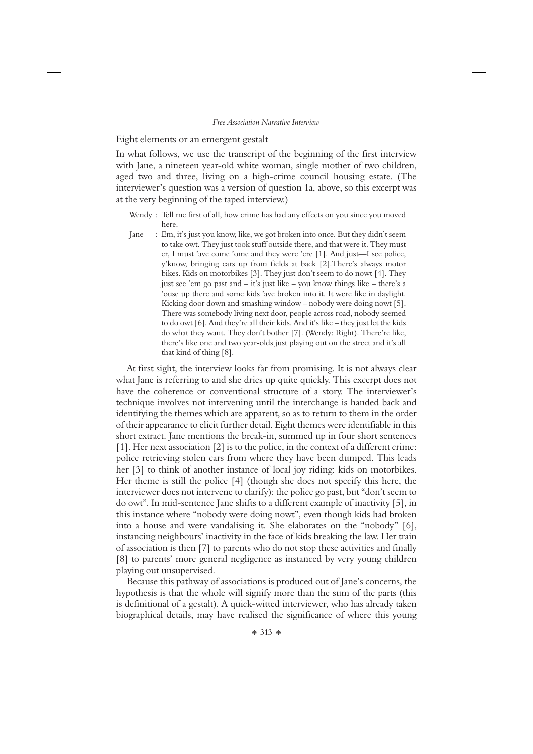## Eight elements or an emergent gestalt

In what follows, we use the transcript of the beginning of the first interview with Jane, a nineteen year-old white woman, single mother of two children, aged two and three, living on a high-crime council housing estate. (The interviewer's question was a version of question 1a, above, so this excerpt was at the very beginning of the taped interview.)

> Wendy : Tell me first of all, how crime has had any effects on you since you moved here.
>
> Jane : Em, it's just you know, like, we got broken into once. But they didn't seem to take owt. They just took stuff outside there, and that were it. They must er, I must 'ave come 'ome and they were 'ere [1]. And just—I see police, y'know, bringing cars up from fields at back [2].There's always motor bikes. Kids on motorbikes [3]. They just don't seem to do nowt [4]. They just see 'em go past and – it's just like – you know things like – there's a 'ouse up there and some kids 'ave broken into it. It were like in daylight. Kicking door down and smashing window – nobody were doing nowt [5]. There was somebody living next door, people across road, nobody seemed to do owt [6]. And they're all their kids. And it's like – they just let the kids do what they want. They don't bother [7]. (Wendy: Right). There're like, there's like one and two year-olds just playing out on the street and it's all that kind of thing [8].

At first sight, the interview looks far from promising. It is not always clear what Jane is referring to and she dries up quite quickly. This excerpt does not have the coherence or conventional structure of a story. The interviewer's technique involves not intervening until the interchange is handed back and identifying the themes which are apparent, so as to return to them in the order of their appearance to elicit further detail. Eight themes were identifiable in this short extract. Jane mentions the break-in, summed up in four short sentences [1]. Her next association [2] is to the police, in the context of a different crime: police retrieving stolen cars from where they have been dumped. This leads her [3] to think of another instance of local joy riding: kids on motorbikes. Her theme is still the police [4] (though she does not specify this here, the interviewer does not intervene to clarify): the police go past, but "don't seem to do owt". In mid-sentence Jane shifts to a different example of inactivity [5], in this instance where "nobody were doing nowt", even though kids had broken into a house and were vandalising it. She elaborates on the "nobody" [6], instancing neighbours' inactivity in the face of kids breaking the law. Her train of association is then [7] to parents who do not stop these activities and finally [8] to parents' more general negligence as instanced by very young children playing out unsupervised.

Because this pathway of associations is produced out of Jane's concerns, the hypothesis is that the whole will signify more than the sum of the parts (this is definitional of a gestalt). A quick-witted interviewer, who has already taken biographical details, may have realised the significance of where this young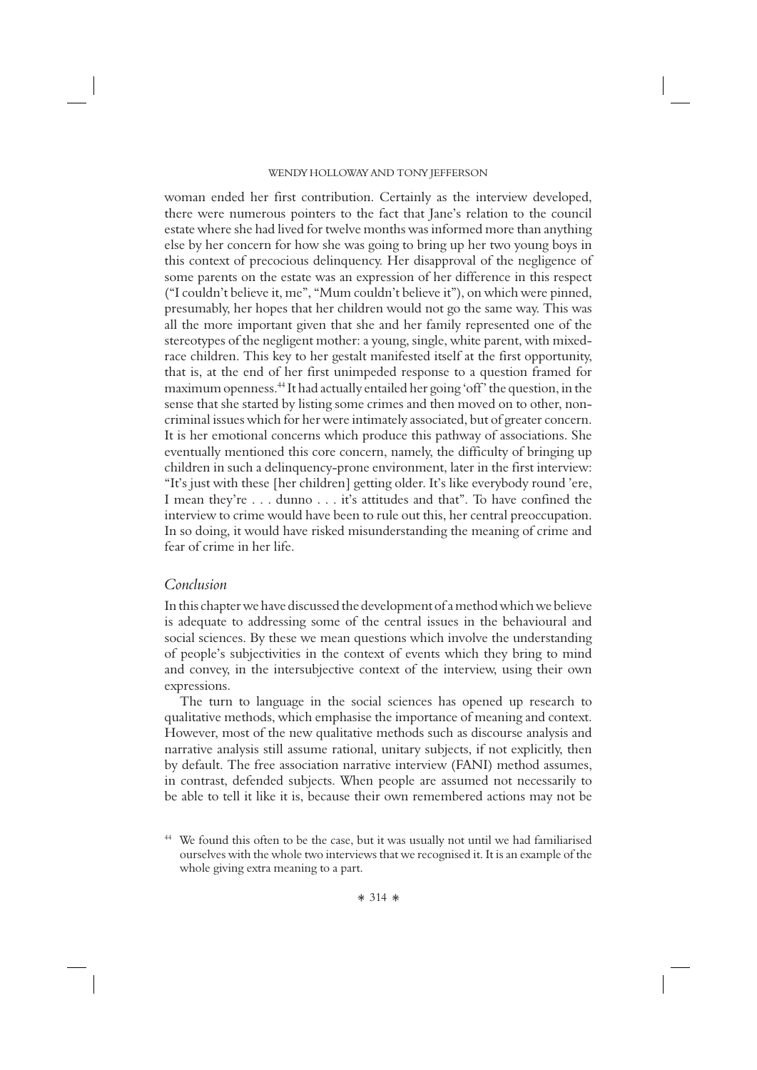woman ended her first contribution. Certainly as the interview developed, there were numerous pointers to the fact that Jane's relation to the council estate where she had lived for twelve months was informed more than anything else by her concern for how she was going to bring up her two young boys in this context of precocious delinquency. Her disapproval of the negligence of some parents on the estate was an expression of her difference in this respect ("I couldn't believe it, me", "Mum couldn't believe it"), on which were pinned, presumably, her hopes that her children would not go the same way. This was all the more important given that she and her family represented one of the stereotypes of the negligent mother: a young, single, white parent, with mixed-race children. This key to her gestalt manifested itself at the first opportunity, that is, at the end of her first unimpeded response to a question framed for maximum openness.[44] It had actually entailed her going 'off' the question, in the sense that she started by listing some crimes and then moved on to other, non-criminal issues which for her were intimately associated, but of greater concern. It is her emotional concerns which produce this pathway of associations. She eventually mentioned this core concern, namely, the difficulty of bringing up children in such a delinquency-prone environment, later in the first interview: "It's just with these [her children] getting older. It's like everybody round 'ere, I mean they're . . . dunno . . . it's attitudes and that". To have confined the interview to crime would have been to rule out this, her central preoccupation. In so doing, it would have risked misunderstanding the meaning of crime and fear of crime in her life.

## *Conclusion*

In this chapter we have discussed the development of a method which we believe is adequate to addressing some of the central issues in the behavioural and social sciences. By these we mean questions which involve the understanding of people's subjectivities in the context of events which they bring to mind and convey, in the intersubjective context of the interview, using their own expressions.

The turn to language in the social sciences has opened up research to qualitative methods, which emphasise the importance of meaning and context. However, most of the new qualitative methods such as discourse analysis and narrative analysis still assume rational, unitary subjects, if not explicitly, then by default. The free association narrative interview (FANI) method assumes, in contrast, defended subjects. When people are assumed not necessarily to be able to tell it like it is, because their own remembered actions may not be

[44] We found this often to be the case, but it was usually not until we had familiarised ourselves with the whole two interviews that we recognised it. It is an example of the whole giving extra meaning to a part.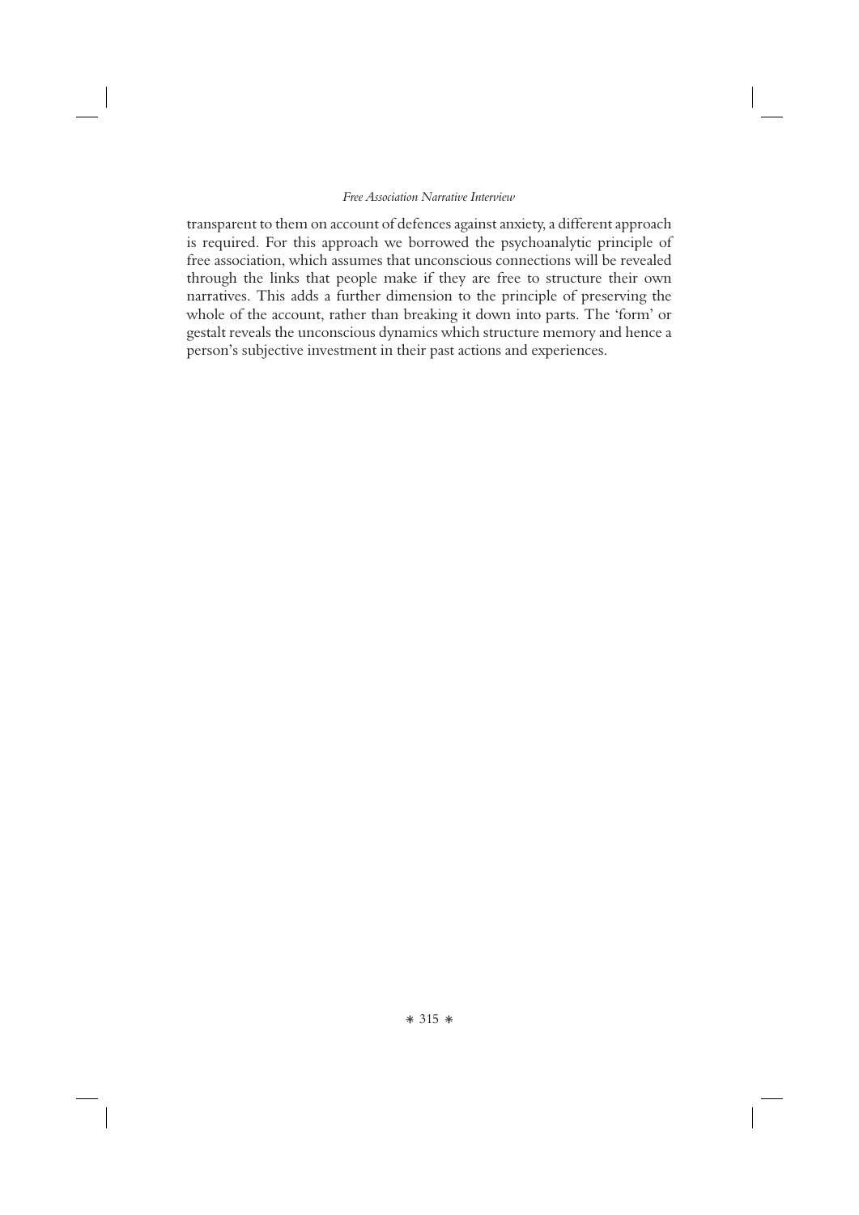transparent to them on account of defences against anxiety, a different approach is required. For this approach we borrowed the psychoanalytic principle of free association, which assumes that unconscious connections will be revealed through the links that people make if they are free to structure their own narratives. This adds a further dimension to the principle of preserving the whole of the account, rather than breaking it down into parts. The 'form' or gestalt reveals the unconscious dynamics which structure memory and hence a person's subjective investment in their past actions and experiences.